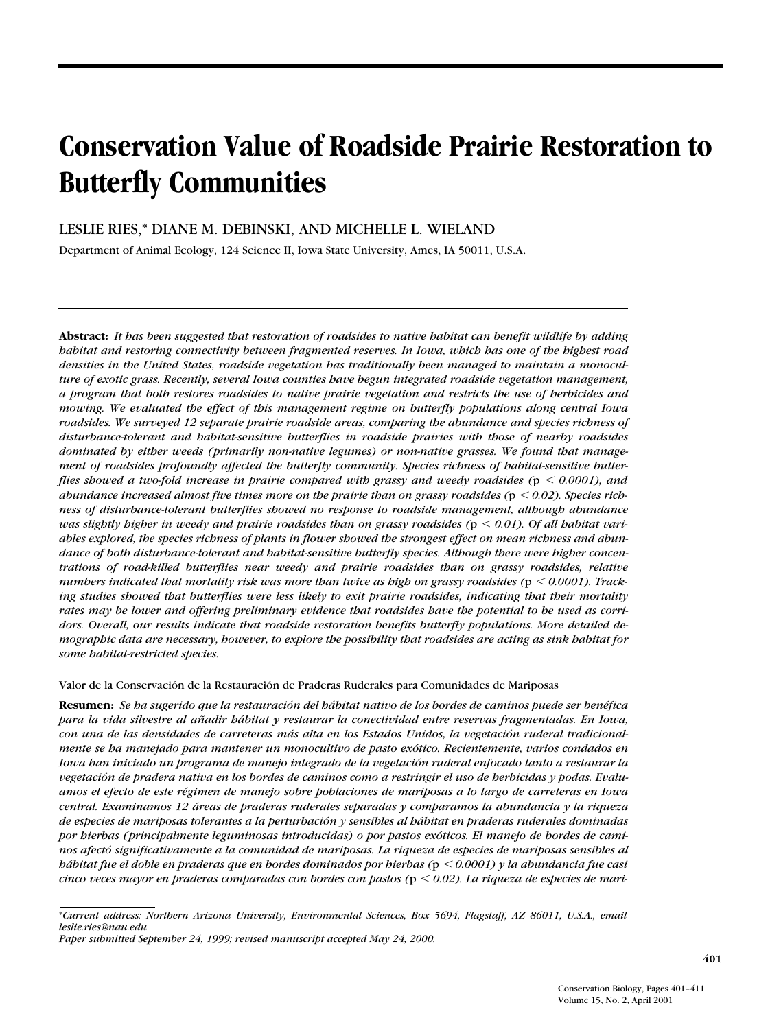# Conservation Value of Roadside Prairie Restoration to Butterfly Communities

LESLIE RIES,* DIANE M. DEBINSKI, AND MICHELLE L. WIELAND

Department of Animal Ecology, 124 Science II, Iowa State University, Ames, IA 50011, U.S.A.

---

**Abstract:** *It has been suggested that restoration of roadsides to native habitat can benefit wildlife by adding habitat and restoring connectivity between fragmented reserves. In Iowa, which has one of the highest road densities in the United States, roadside vegetation has traditionally been managed to maintain a monoculture of exotic grass. Recently, several Iowa counties have begun integrated roadside vegetation management, a program that both restores roadsides to native prairie vegetation and restricts the use of herbicides and mowing. We evaluated the effect of this management regime on butterfly populations along central Iowa roadsides. We surveyed 12 separate prairie roadside areas, comparing the abundance and species richness of disturbance-tolerant and habitat-sensitive butterflies in roadside prairies with those of nearby roadsides dominated by either weeds (primarily non-native legumes) or non-native grasses. We found that management of roadsides profoundly affected the butterfly community. Species richness of habitat-sensitive butterflies showed a two-fold increase in prairie compared with grassy and weedy roadsides (*$p < 0.0001$*), and abundance increased almost five times more on the prairie than on grassy roadsides (*$p < 0.02$*). Species richness of disturbance-tolerant butterflies showed no response to roadside management, although abundance was slightly higher in weedy and prairie roadsides than on grassy roadsides (*$p < 0.01$*). Of all habitat variables explored, the species richness of plants in flower showed the strongest effect on mean richness and abundance of both disturbance-tolerant and habitat-sensitive butterfly species. Although there were higher concentrations of road-killed butterflies near weedy and prairie roadsides than on grassy roadsides, relative numbers indicated that mortality risk was more than twice as high on grassy roadsides (*$p < 0.0001$*). Tracking studies showed that butterflies were less likely to exit prairie roadsides, indicating that their mortality rates may be lower and offering preliminary evidence that roadsides have the potential to be used as corridors. Overall, our results indicate that roadside restoration benefits butterfly populations. More detailed demographic data are necessary, however, to explore the possibility that roadsides are acting as sink habitat for some habitat-restricted species.*

Valor de la Conservación de la Restauración de Praderas Ruderales para Comunidades de Mariposas

**Resumen:** *Se ha sugerido que la restauración del hábitat nativo de los bordes de caminos puede ser benéfica para la vida silvestre al añadir hábitat y restaurar la conectividad entre reservas fragmentadas. En Iowa, con una de las densidades de carreteras más alta en los Estados Unidos, la vegetación ruderal tradicionalmente se ha manejado para mantener un monocultivo de pasto exótico. Recientemente, varios condados en Iowa han iniciado un programa de manejo integrado de la vegetación ruderal enfocado tanto a restaurar la vegetación de pradera nativa en los bordes de caminos como a restringir el uso de herbicidas y podas. Evaluamos el efecto de este régimen de manejo sobre poblaciones de mariposas a lo largo de carreteras en Iowa central. Examinamos 12 áreas de praderas ruderales separadas y comparamos la abundancia y la riqueza de especies de mariposas tolerantes a la perturbación y sensibles al hábitat en praderas ruderales dominadas por hierbas (principalmente leguminosas introducidas) o por pastos exóticos. El manejo de bordes de caminos afectó significativamente a la comunidad de mariposas. La riqueza de especies de mariposas sensibles al hábitat fue el doble en praderas que en bordes dominados por hierbas (*$p < 0.0001$*) y la abundancia fue casi cinco veces mayor en praderas comparadas con bordes con pastos (*$p < 0.02$*). La riqueza de especies de mari-*

---

*\*Current address: Northern Arizona University, Environmental Sciences, Box 5694, Flagstaff, AZ 86011, U.S.A., email leslie.ries@nau.edu*

*Paper submitted September 24, 1999; revised manuscript accepted May 24, 2000.*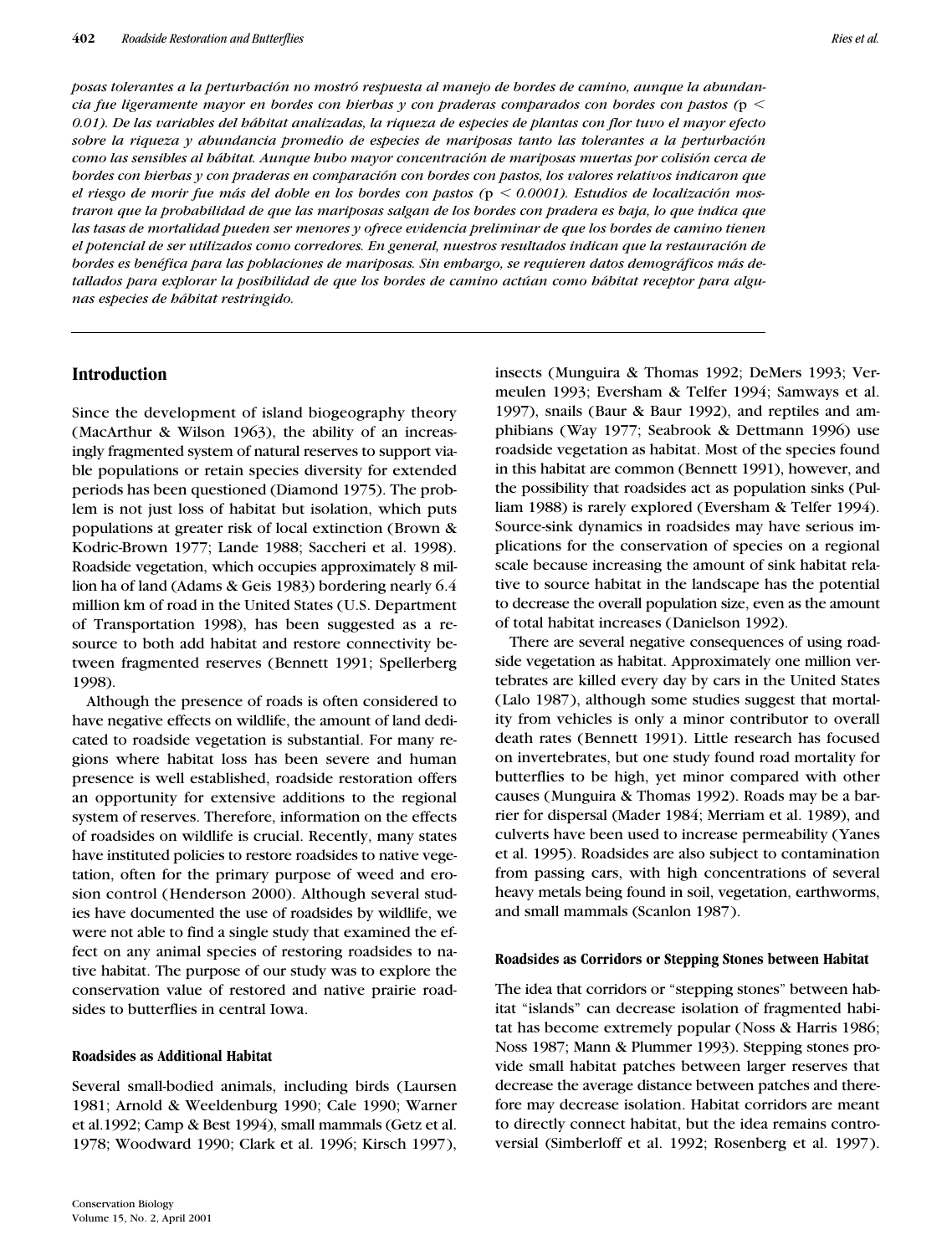*posas tolerantes a la perturbación no mostró respuesta al manejo de bordes de camino, aunque la abundancia fue ligeramente mayor en bordes con hierbas y con praderas comparados con bordes con pastos (*$p < 0.01$*). De las variables del hábitat analizadas, la riqueza de especies de plantas con flor tuvo el mayor efecto sobre la riqueza y abundancia promedio de especies de mariposas tanto las tolerantes a la perturbación como las sensibles al hábitat. Aunque hubo mayor concentración de mariposas muertas por colisión cerca de bordes con hierbas y con praderas en comparación con bordes con pastos, los valores relativos indicaron que el riesgo de morir fue más del doble en los bordes con pastos (*$p < 0.0001$*). Estudios de localización mostraron que la probabilidad de que las mariposas salgan de los bordes con pradera es baja, lo que indica que las tasas de mortalidad pueden ser menores y ofrece evidencia preliminar de que los bordes de camino tienen el potencial de ser utilizados como corredores. En general, nuestros resultados indican que la restauración de bordes es benéfica para las poblaciones de mariposas. Sin embargo, se requieren datos demográficos más detallados para explorar la posibilidad de que los bordes de camino actúan como hábitat receptor para algunas especies de hábitat restringido.*

## Introduction

Since the development of island biogeography theory (MacArthur & Wilson 1963), the ability of an increasingly fragmented system of natural reserves to support viable populations or retain species diversity for extended periods has been questioned (Diamond 1975). The problem is not just loss of habitat but isolation, which puts populations at greater risk of local extinction (Brown & Kodric-Brown 1977; Lande 1988; Saccheri et al. 1998). Roadside vegetation, which occupies approximately 8 million ha of land (Adams & Geis 1983) bordering nearly 6.4 million km of road in the United States (U.S. Department of Transportation 1998), has been suggested as a resource to both add habitat and restore connectivity between fragmented reserves (Bennett 1991; Spellerberg 1998).

Although the presence of roads is often considered to have negative effects on wildlife, the amount of land dedicated to roadside vegetation is substantial. For many regions where habitat loss has been severe and human presence is well established, roadside restoration offers an opportunity for extensive additions to the regional system of reserves. Therefore, information on the effects of roadsides on wildlife is crucial. Recently, many states have instituted policies to restore roadsides to native vegetation, often for the primary purpose of weed and erosion control (Henderson 2000). Although several studies have documented the use of roadsides by wildlife, we were not able to find a single study that examined the effect on any animal species of restoring roadsides to native habitat. The purpose of our study was to explore the conservation value of restored and native prairie roadsides to butterflies in central Iowa.

### Roadsides as Additional Habitat

Several small-bodied animals, including birds (Laursen 1981; Arnold & Weeldenburg 1990; Cale 1990; Warner et al.1992; Camp & Best 1994), small mammals (Getz et al. 1978; Woodward 1990; Clark et al. 1996; Kirsch 1997), insects (Munguira & Thomas 1992; DeMers 1993; Vermeulen 1993; Eversham & Telfer 1994; Samways et al. 1997), snails (Baur & Baur 1992), and reptiles and amphibians (Way 1977; Seabrook & Dettmann 1996) use roadside vegetation as habitat. Most of the species found in this habitat are common (Bennett 1991), however, and the possibility that roadsides act as population sinks (Pulliam 1988) is rarely explored (Eversham & Telfer 1994). Source-sink dynamics in roadsides may have serious implications for the conservation of species on a regional scale because increasing the amount of sink habitat relative to source habitat in the landscape has the potential to decrease the overall population size, even as the amount of total habitat increases (Danielson 1992).

There are several negative consequences of using roadside vegetation as habitat. Approximately one million vertebrates are killed every day by cars in the United States (Lalo 1987), although some studies suggest that mortality from vehicles is only a minor contributor to overall death rates (Bennett 1991). Little research has focused on invertebrates, but one study found road mortality for butterflies to be high, yet minor compared with other causes (Munguira & Thomas 1992). Roads may be a barrier for dispersal (Mader 1984; Merriam et al. 1989), and culverts have been used to increase permeability (Yanes et al. 1995). Roadsides are also subject to contamination from passing cars, with high concentrations of several heavy metals being found in soil, vegetation, earthworms, and small mammals (Scanlon 1987).

### Roadsides as Corridors or Stepping Stones between Habitat

The idea that corridors or "stepping stones" between habitat "islands" can decrease isolation of fragmented habitat has become extremely popular (Noss & Harris 1986; Noss 1987; Mann & Plummer 1993). Stepping stones provide small habitat patches between larger reserves that decrease the average distance between patches and therefore may decrease isolation. Habitat corridors are meant to directly connect habitat, but the idea remains controversial (Simberloff et al. 1992; Rosenberg et al. 1997).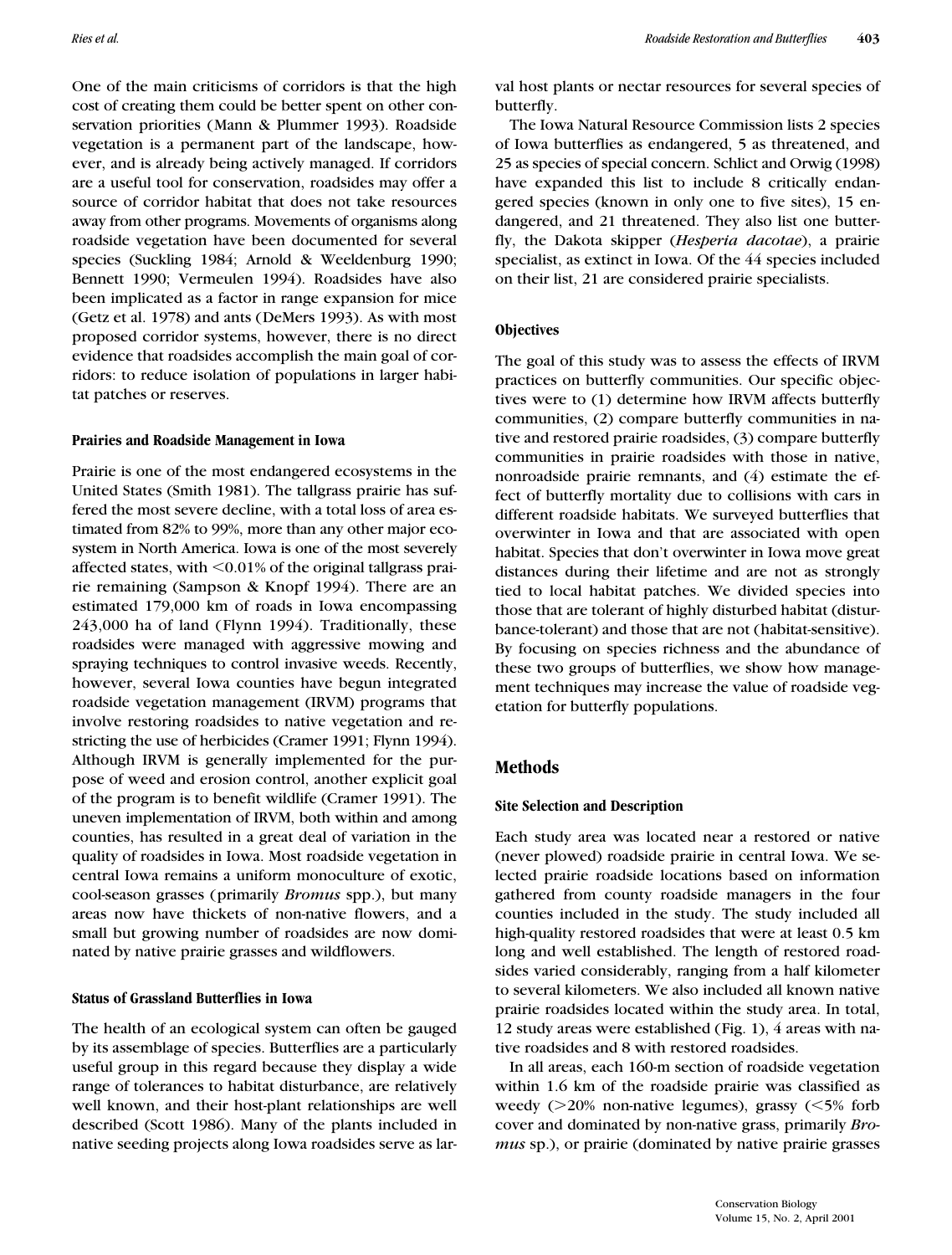One of the main criticisms of corridors is that the high cost of creating them could be better spent on other conservation priorities (Mann & Plummer 1993). Roadside vegetation is a permanent part of the landscape, however, and is already being actively managed. If corridors are a useful tool for conservation, roadsides may offer a source of corridor habitat that does not take resources away from other programs. Movements of organisms along roadside vegetation have been documented for several species (Suckling 1984; Arnold & Weeldenburg 1990; Bennett 1990; Vermeulen 1994). Roadsides have also been implicated as a factor in range expansion for mice (Getz et al. 1978) and ants (DeMers 1993). As with most proposed corridor systems, however, there is no direct evidence that roadsides accomplish the main goal of corridors: to reduce isolation of populations in larger habitat patches or reserves.

### Prairies and Roadside Management in Iowa

Prairie is one of the most endangered ecosystems in the United States (Smith 1981). The tallgrass prairie has suffered the most severe decline, with a total loss of area estimated from 82% to 99%, more than any other major ecosystem in North America. Iowa is one of the most severely affected states, with <0.01% of the original tallgrass prairie remaining (Sampson & Knopf 1994). There are an estimated 179,000 km of roads in Iowa encompassing 243,000 ha of land (Flynn 1994). Traditionally, these roadsides were managed with aggressive mowing and spraying techniques to control invasive weeds. Recently, however, several Iowa counties have begun integrated roadside vegetation management (IRVM) programs that involve restoring roadsides to native vegetation and restricting the use of herbicides (Cramer 1991; Flynn 1994). Although IRVM is generally implemented for the purpose of weed and erosion control, another explicit goal of the program is to benefit wildlife (Cramer 1991). The uneven implementation of IRVM, both within and among counties, has resulted in a great deal of variation in the quality of roadsides in Iowa. Most roadside vegetation in central Iowa remains a uniform monoculture of exotic, cool-season grasses (primarily *Bromus* spp.), but many areas now have thickets of non-native flowers, and a small but growing number of roadsides are now dominated by native prairie grasses and wildflowers.

### Status of Grassland Butterflies in Iowa

The health of an ecological system can often be gauged by its assemblage of species. Butterflies are a particularly useful group in this regard because they display a wide range of tolerances to habitat disturbance, are relatively well known, and their host-plant relationships are well described (Scott 1986). Many of the plants included in native seeding projects along Iowa roadsides serve as larval host plants or nectar resources for several species of butterfly.

The Iowa Natural Resource Commission lists 2 species of Iowa butterflies as endangered, 5 as threatened, and 25 as species of special concern. Schlict and Orwig (1998) have expanded this list to include 8 critically endangered species (known in only one to five sites), 15 endangered, and 21 threatened. They also list one butterfly, the Dakota skipper (*Hesperia dacotae*), a prairie specialist, as extinct in Iowa. Of the 44 species included on their list, 21 are considered prairie specialists.

### Objectives

The goal of this study was to assess the effects of IRVM practices on butterfly communities. Our specific objectives were to (1) determine how IRVM affects butterfly communities, (2) compare butterfly communities in native and restored prairie roadsides, (3) compare butterfly communities in prairie roadsides with those in native, nonroadside prairie remnants, and (4) estimate the effect of butterfly mortality due to collisions with cars in different roadside habitats. We surveyed butterflies that overwinter in Iowa and that are associated with open habitat. Species that don't overwinter in Iowa move great distances during their lifetime and are not as strongly tied to local habitat patches. We divided species into those that are tolerant of highly disturbed habitat (disturbance-tolerant) and those that are not (habitat-sensitive). By focusing on species richness and the abundance of these two groups of butterflies, we show how management techniques may increase the value of roadside vegetation for butterfly populations.

## Methods

### Site Selection and Description

Each study area was located near a restored or native (never plowed) roadside prairie in central Iowa. We selected prairie roadside locations based on information gathered from county roadside managers in the four counties included in the study. The study included all high-quality restored roadsides that were at least 0.5 km long and well established. The length of restored roadsides varied considerably, ranging from a half kilometer to several kilometers. We also included all known native prairie roadsides located within the study area. In total, 12 study areas were established (Fig. 1), 4 areas with native roadsides and 8 with restored roadsides.

In all areas, each 160-m section of roadside vegetation within 1.6 km of the roadside prairie was classified as weedy (>20% non-native legumes), grassy (<5% forb cover and dominated by non-native grass, primarily *Bromus* sp.), or prairie (dominated by native prairie grasses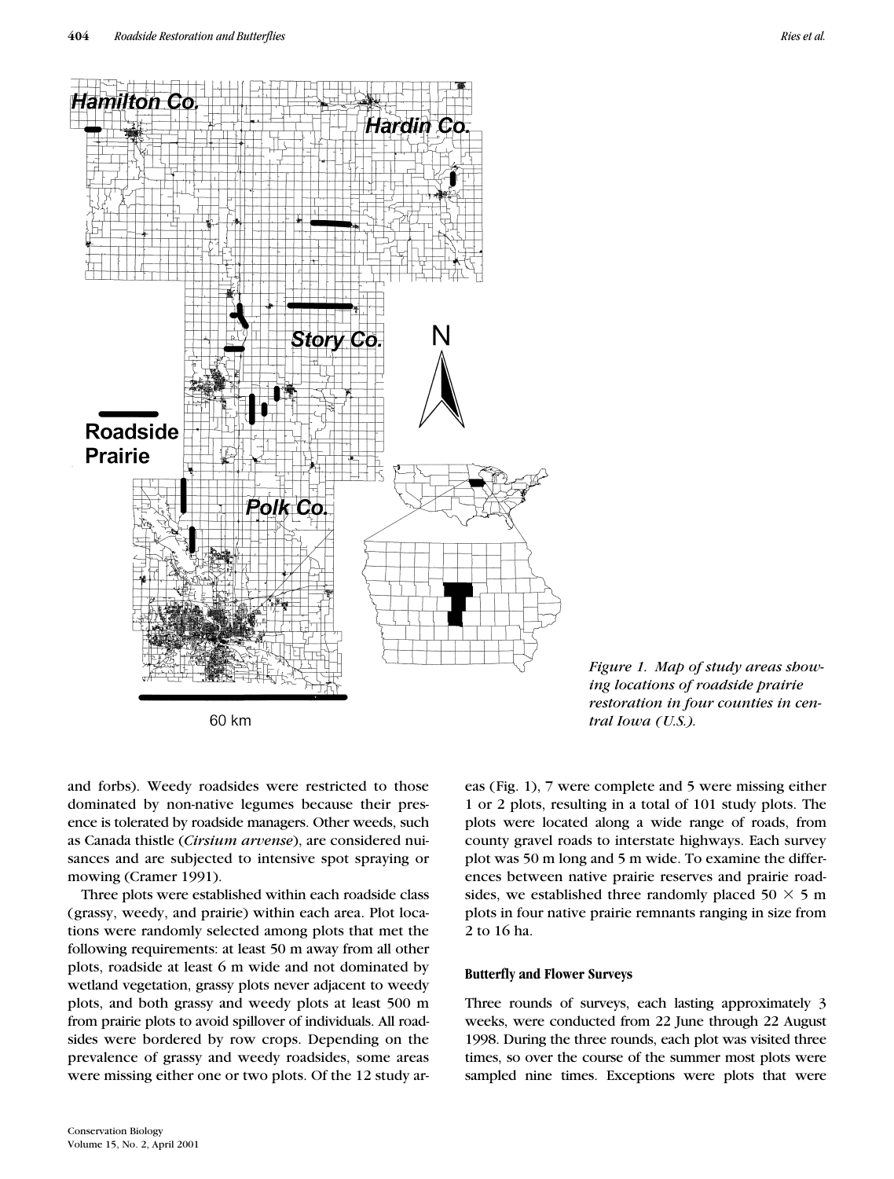*Figure 1. Map of study areas showing locations of roadside prairie restoration in four counties in central Iowa (U.S.).*

and forbs). Weedy roadsides were restricted to those dominated by non-native legumes because their presence is tolerated by roadside managers. Other weeds, such as Canada thistle (*Cirsium arvense*), are considered nuisances and are subjected to intensive spot spraying or mowing (Cramer 1991).

Three plots were established within each roadside class (grassy, weedy, and prairie) within each area. Plot locations were randomly selected among plots that met the following requirements: at least 50 m away from all other plots, roadside at least 6 m wide and not dominated by wetland vegetation, grassy plots never adjacent to weedy plots, and both grassy and weedy plots at least 500 m from prairie plots to avoid spillover of individuals. All roadsides were bordered by row crops. Depending on the prevalence of grassy and weedy roadsides, some areas were missing either one or two plots. Of the 12 study areas (Fig. 1), 7 were complete and 5 were missing either 1 or 2 plots, resulting in a total of 101 study plots. The plots were located along a wide range of roads, from county gravel roads to interstate highways. Each survey plot was 50 m long and 5 m wide. To examine the differences between native prairie reserves and prairie roadsides, we established three randomly placed 50 × 5 m plots in four native prairie remnants ranging in size from 2 to 16 ha.

### Butterfly and Flower Surveys

Three rounds of surveys, each lasting approximately 3 weeks, were conducted from 22 June through 22 August 1998. During the three rounds, each plot was visited three times, so over the course of the summer most plots were sampled nine times. Exceptions were plots that were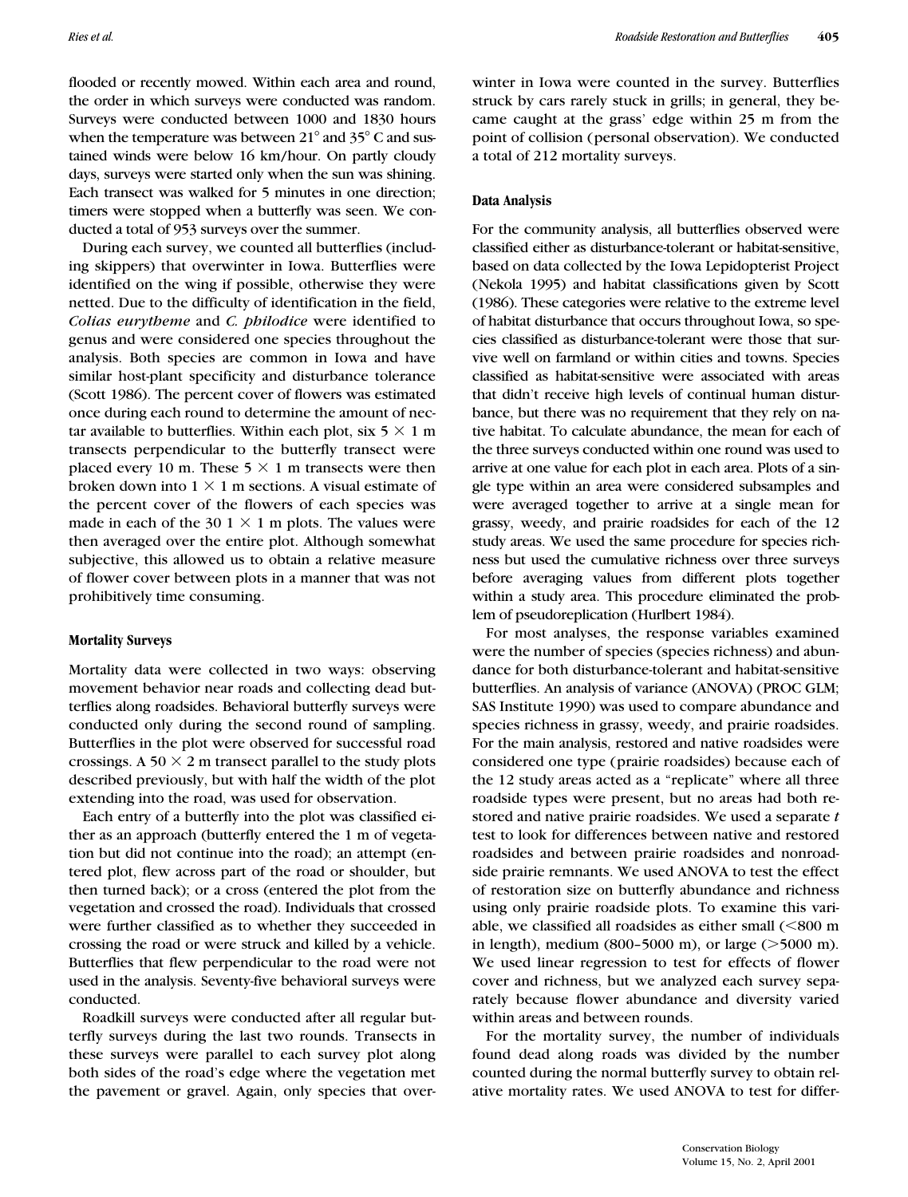flooded or recently mowed. Within each area and round, the order in which surveys were conducted was random. Surveys were conducted between 1000 and 1830 hours when the temperature was between 21° and 35° C and sustained winds were below 16 km/hour. On partly cloudy days, surveys were started only when the sun was shining. Each transect was walked for 5 minutes in one direction; timers were stopped when a butterfly was seen. We conducted a total of 953 surveys over the summer.

During each survey, we counted all butterflies (including skippers) that overwinter in Iowa. Butterflies were identified on the wing if possible, otherwise they were netted. Due to the difficulty of identification in the field, *Colias eurytheme* and *C. philodice* were identified to genus and were considered one species throughout the analysis. Both species are common in Iowa and have similar host-plant specificity and disturbance tolerance (Scott 1986). The percent cover of flowers was estimated once during each round to determine the amount of nectar available to butterflies. Within each plot, six $5 \times 1$ m transects perpendicular to the butterfly transect were placed every 10 m. These $5 \times 1$ m transects were then broken down into $1 \times 1$ m sections. A visual estimate of the percent cover of the flowers of each species was made in each of the 30 $1 \times 1$ m plots. The values were then averaged over the entire plot. Although somewhat subjective, this allowed us to obtain a relative measure of flower cover between plots in a manner that was not prohibitively time consuming.

### Mortality Surveys

Mortality data were collected in two ways: observing movement behavior near roads and collecting dead butterflies along roadsides. Behavioral butterfly surveys were conducted only during the second round of sampling. Butterflies in the plot were observed for successful road crossings. A $50 \times 2$ m transect parallel to the study plots described previously, but with half the width of the plot extending into the road, was used for observation.

Each entry of a butterfly into the plot was classified either as an approach (butterfly entered the 1 m of vegetation but did not continue into the road); an attempt (entered plot, flew across part of the road or shoulder, but then turned back); or a cross (entered the plot from the vegetation and crossed the road). Individuals that crossed were further classified as to whether they succeeded in crossing the road or were struck and killed by a vehicle. Butterflies that flew perpendicular to the road were not used in the analysis. Seventy-five behavioral surveys were conducted.

Roadkill surveys were conducted after all regular butterfly surveys during the last two rounds. Transects in these surveys were parallel to each survey plot along both sides of the road's edge where the vegetation met the pavement or gravel. Again, only species that overwinter in Iowa were counted in the survey. Butterflies struck by cars rarely stuck in grills; in general, they became caught at the grass' edge within 25 m from the point of collision (personal observation). We conducted a total of 212 mortality surveys.

### Data Analysis

For the community analysis, all butterflies observed were classified either as disturbance-tolerant or habitat-sensitive, based on data collected by the Iowa Lepidopterist Project (Nekola 1995) and habitat classifications given by Scott (1986). These categories were relative to the extreme level of habitat disturbance that occurs throughout Iowa, so species classified as disturbance-tolerant were those that survive well on farmland or within cities and towns. Species classified as habitat-sensitive were associated with areas that didn't receive high levels of continual human disturbance, but there was no requirement that they rely on native habitat. To calculate abundance, the mean for each of the three surveys conducted within one round was used to arrive at one value for each plot in each area. Plots of a single type within an area were considered subsamples and were averaged together to arrive at a single mean for grassy, weedy, and prairie roadsides for each of the 12 study areas. We used the same procedure for species richness but used the cumulative richness over three surveys before averaging values from different plots together within a study area. This procedure eliminated the problem of pseudoreplication (Hurlbert 1984).

For most analyses, the response variables examined were the number of species (species richness) and abundance for both disturbance-tolerant and habitat-sensitive butterflies. An analysis of variance (ANOVA) (PROC GLM; SAS Institute 1990) was used to compare abundance and species richness in grassy, weedy, and prairie roadsides. For the main analysis, restored and native roadsides were considered one type (prairie roadsides) because each of the 12 study areas acted as a "replicate" where all three roadside types were present, but no areas had both restored and native prairie roadsides. We used a separate $t$ test to look for differences between native and restored roadsides and between prairie roadsides and nonroadside prairie remnants. We used ANOVA to test the effect of restoration size on butterfly abundance and richness using only prairie roadside plots. To examine this variable, we classified all roadsides as either small ($<$800 m in length), medium (800–5000 m), or large ($>$5000 m). We used linear regression to test for effects of flower cover and richness, but we analyzed each survey separately because flower abundance and diversity varied within areas and between rounds.

For the mortality survey, the number of individuals found dead along roads was divided by the number counted during the normal butterfly survey to obtain relative mortality rates. We used ANOVA to test for differ-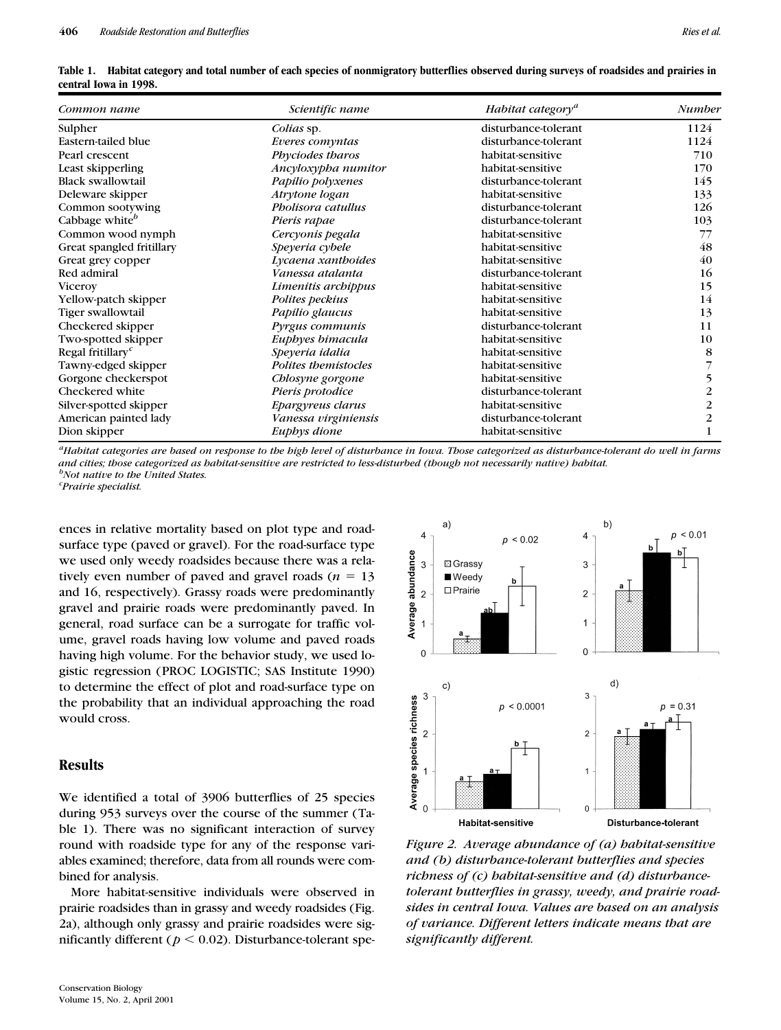**Table 1. Habitat category and total number of each species of nonmigratory butterflies observed during surveys of roadsides and prairies in central Iowa in 1998.**

| Common name | Scientific name | Habitat category[a] | Number |
|---|---|---|---|
| Sulpher | *Colias* sp. | disturbance-tolerant | 1124 |
| Eastern-tailed blue | *Everes comyntas* | disturbance-tolerant | 1124 |
| Pearl crescent | *Phyciodes tharos* | habitat-sensitive | 710 |
| Least skipperling | *Ancyloxypha numitor* | habitat-sensitive | 170 |
| Black swallowtail | *Papilio polyxenes* | disturbance-tolerant | 145 |
| Deleware skipper | *Atrytone logan* | habitat-sensitive | 133 |
| Common sootywing | *Pholisora catullus* | disturbance-tolerant | 126 |
| Cabbage white[b] | *Pieris rapae* | disturbance-tolerant | 103 |
| Common wood nymph | *Cercyonis pegala* | habitat-sensitive | 77 |
| Great spangled fritillary | *Speyeria cybele* | habitat-sensitive | 48 |
| Great grey copper | *Lycaena xanthoides* | habitat-sensitive | 40 |
| Red admiral | *Vanessa atalanta* | disturbance-tolerant | 16 |
| Viceroy | *Limenitis archippus* | habitat-sensitive | 15 |
| Yellow-patch skipper | *Polites peckius* | habitat-sensitive | 14 |
| Tiger swallowtail | *Papilio glaucus* | habitat-sensitive | 13 |
| Checkered skipper | *Pyrgus communis* | disturbance-tolerant | 11 |
| Two-spotted skipper | *Euphyes bimacula* | habitat-sensitive | 10 |
| Regal fritillary[c] | *Speyeria idalia* | habitat-sensitive | 8 |
| Tawny-edged skipper | *Polites themistocles* | habitat-sensitive | 7 |
| Gorgone checkerspot | *Chlosyne gorgone* | habitat-sensitive | 5 |
| Checkered white | *Pieris protodice* | disturbance-tolerant | 2 |
| Silver-spotted skipper | *Epargyreus clarus* | habitat-sensitive | 2 |
| American painted lady | *Vanessa virginiensis* | disturbance-tolerant | 2 |
| Dion skipper | *Euphys dione* | habitat-sensitive | 1 |

[a]*Habitat categories are based on response to the high level of disturbance in Iowa. Those categorized as disturbance-tolerant do well in farms and cities; those categorized as habitat-sensitive are restricted to less-disturbed (though not necessarily native) habitat.*
[b]*Not native to the United States.*
[c]*Prairie specialist.*

ences in relative mortality based on plot type and road-surface type (paved or gravel). For the road-surface type we used only weedy roadsides because there was a relatively even number of paved and gravel roads ($n = 13$ and 16, respectively). Grassy roads were predominantly gravel and prairie roads were predominantly paved. In general, road surface can be a surrogate for traffic volume, gravel roads having low volume and paved roads having high volume. For the behavior study, we used logistic regression (PROC LOGISTIC; SAS Institute 1990) to determine the effect of plot and road-surface type on the probability that an individual approaching the road would cross.

## Results

We identified a total of 3906 butterflies of 25 species during 953 surveys over the course of the summer (Table 1). There was no significant interaction of survey round with roadside type for any of the response variables examined; therefore, data from all rounds were combined for analysis.

More habitat-sensitive individuals were observed in prairie roadsides than in grassy and weedy roadsides (Fig. 2a), although only grassy and prairie roadsides were significantly different ($p < 0.02$). Disturbance-tolerant spe-

*Figure 2. Average abundance of (a) habitat-sensitive and (b) disturbance-tolerant butterflies and species richness of (c) habitat-sensitive and (d) disturbance-tolerant butterflies in grassy, weedy, and prairie roadsides in central Iowa. Values are based on an analysis of variance. Different letters indicate means that are significantly different.*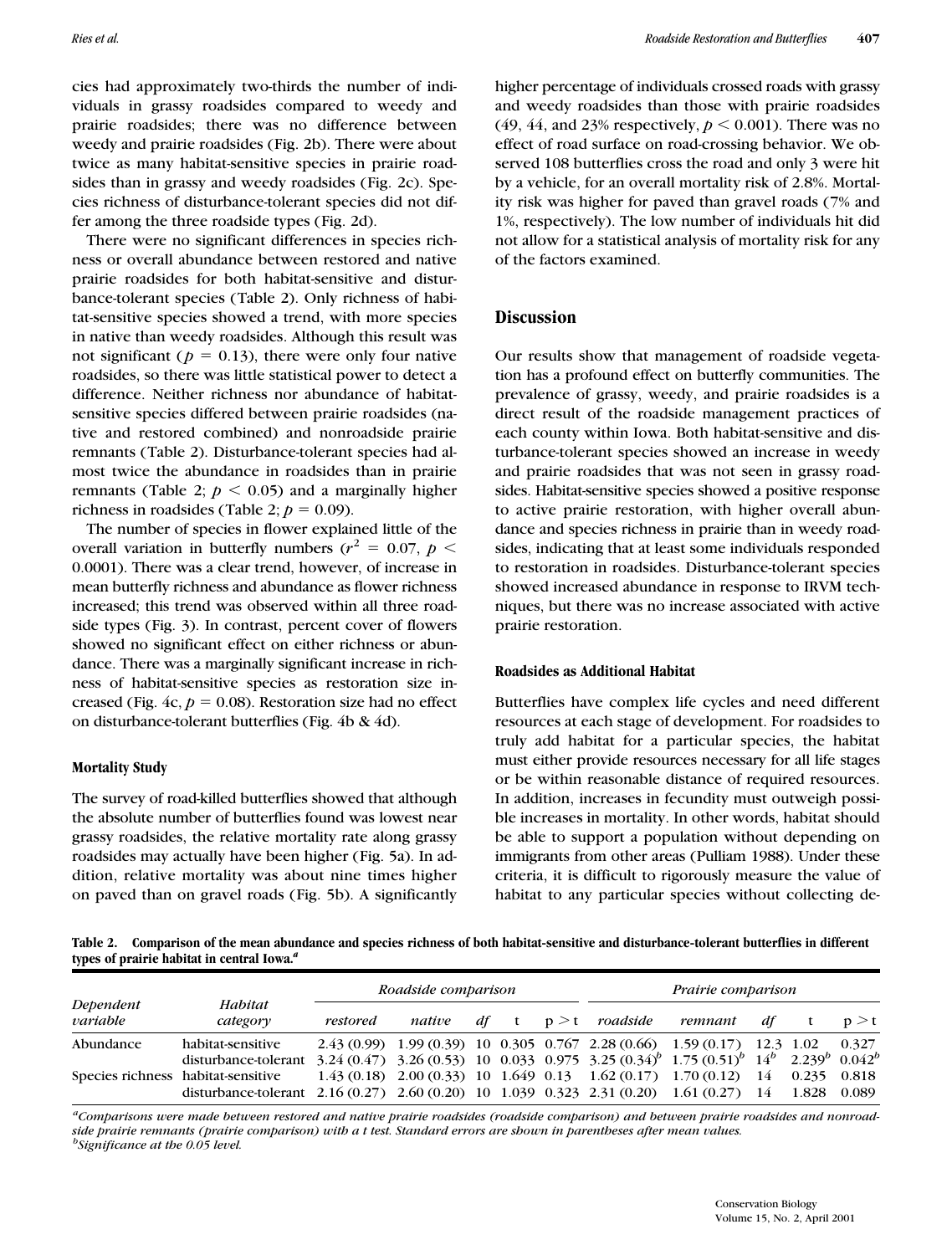cies had approximately two-thirds the number of individuals in grassy roadsides compared to weedy and prairie roadsides; there was no difference between weedy and prairie roadsides (Fig. 2b). There were about twice as many habitat-sensitive species in prairie roadsides than in grassy and weedy roadsides (Fig. 2c). Species richness of disturbance-tolerant species did not differ among the three roadside types (Fig. 2d).

There were no significant differences in species richness or overall abundance between restored and native prairie roadsides for both habitat-sensitive and disturbance-tolerant species (Table 2). Only richness of habitat-sensitive species showed a trend, with more species in native than weedy roadsides. Although this result was not significant ($p = 0.13$), there were only four native roadsides, so there was little statistical power to detect a difference. Neither richness nor abundance of habitat-sensitive species differed between prairie roadsides (native and restored combined) and nonroadside prairie remnants (Table 2). Disturbance-tolerant species had almost twice the abundance in roadsides than in prairie remnants (Table 2; $p < 0.05$) and a marginally higher richness in roadsides (Table 2; $p = 0.09$).

The number of species in flower explained little of the overall variation in butterfly numbers ($r^2 = 0.07$, $p < 0.0001$). There was a clear trend, however, of increase in mean butterfly richness and abundance as flower richness increased; this trend was observed within all three roadside types (Fig. 3). In contrast, percent cover of flowers showed no significant effect on either richness or abundance. There was a marginally significant increase in richness of habitat-sensitive species as restoration size increased (Fig. 4c, $p = 0.08$). Restoration size had no effect on disturbance-tolerant butterflies (Fig. 4b & 4d).

#### Mortality Study

The survey of road-killed butterflies showed that although the absolute number of butterflies found was lowest near grassy roadsides, the relative mortality rate along grassy roadsides may actually have been higher (Fig. 5a). In addition, relative mortality was about nine times higher on paved than on gravel roads (Fig. 5b). A significantly higher percentage of individuals crossed roads with grassy and weedy roadsides than those with prairie roadsides (49, 44, and 23% respectively, $p < 0.001$). There was no effect of road surface on road-crossing behavior. We observed 108 butterflies cross the road and only 3 were hit by a vehicle, for an overall mortality risk of 2.8%. Mortality risk was higher for paved than gravel roads (7% and 1%, respectively). The low number of individuals hit did not allow for a statistical analysis of mortality risk for any of the factors examined.

## Discussion

Our results show that management of roadside vegetation has a profound effect on butterfly communities. The prevalence of grassy, weedy, and prairie roadsides is a direct result of the roadside management practices of each county within Iowa. Both habitat-sensitive and disturbance-tolerant species showed an increase in weedy and prairie roadsides that was not seen in grassy roadsides. Habitat-sensitive species showed a positive response to active prairie restoration, with higher overall abundance and species richness in prairie than in weedy roadsides, indicating that at least some individuals responded to restoration in roadsides. Disturbance-tolerant species showed increased abundance in response to IRVM techniques, but there was no increase associated with active prairie restoration.

#### Roadsides as Additional Habitat

Butterflies have complex life cycles and need different resources at each stage of development. For roadsides to truly add habitat for a particular species, the habitat must either provide resources necessary for all life stages or be within reasonable distance of required resources. In addition, increases in fecundity must outweigh possible increases in mortality. In other words, habitat should be able to support a population without depending on immigrants from other areas (Pulliam 1988). Under these criteria, it is difficult to rigorously measure the value of habitat to any particular species without collecting de-

**Table 2. Comparison of the mean abundance and species richness of both habitat-sensitive and disturbance-tolerant butterflies in different types of prairie habitat in central Iowa.[a]**

| Dependent variable | Habitat category | Roadside comparison | | | | | Prairie comparison | | | | |
|---|---|---|---|---|---|---|---|---|---|---|---|
| | | *restored* | *native* | *df* | t | p > t | *roadside* | *remnant* | *df* | t | p > t |
| Abundance | habitat-sensitive | 2.43 (0.99) | 1.99 (0.39) | 10 | 0.305 | 0.767 | 2.28 (0.66) | 1.59 (0.17) | 12.3 | 1.02 | 0.327 |
| | disturbance-tolerant | 3.24 (0.47) | 3.26 (0.53) | 10 | 0.033 | 0.975 | 3.25 (0.34)[b] | 1.75 (0.51)[b] | 14[b] | 2.239[b] | 0.042[b] |
| Species richness | habitat-sensitive | 1.43 (0.18) | 2.00 (0.33) | 10 | 1.649 | 0.13 | 1.62 (0.17) | 1.70 (0.12) | 14 | 0.235 | 0.818 |
| | disturbance-tolerant | 2.16 (0.27) | 2.60 (0.20) | 10 | 1.039 | 0.323 | 2.31 (0.20) | 1.61 (0.27) | 14 | 1.828 | 0.089 |

[a] *Comparisons were made between restored and native prairie roadsides (roadside comparison) and between prairie roadsides and nonroadside prairie remnants (prairie comparison) with a t test. Standard errors are shown in parentheses after mean values.*
[b] *Significance at the 0.05 level.*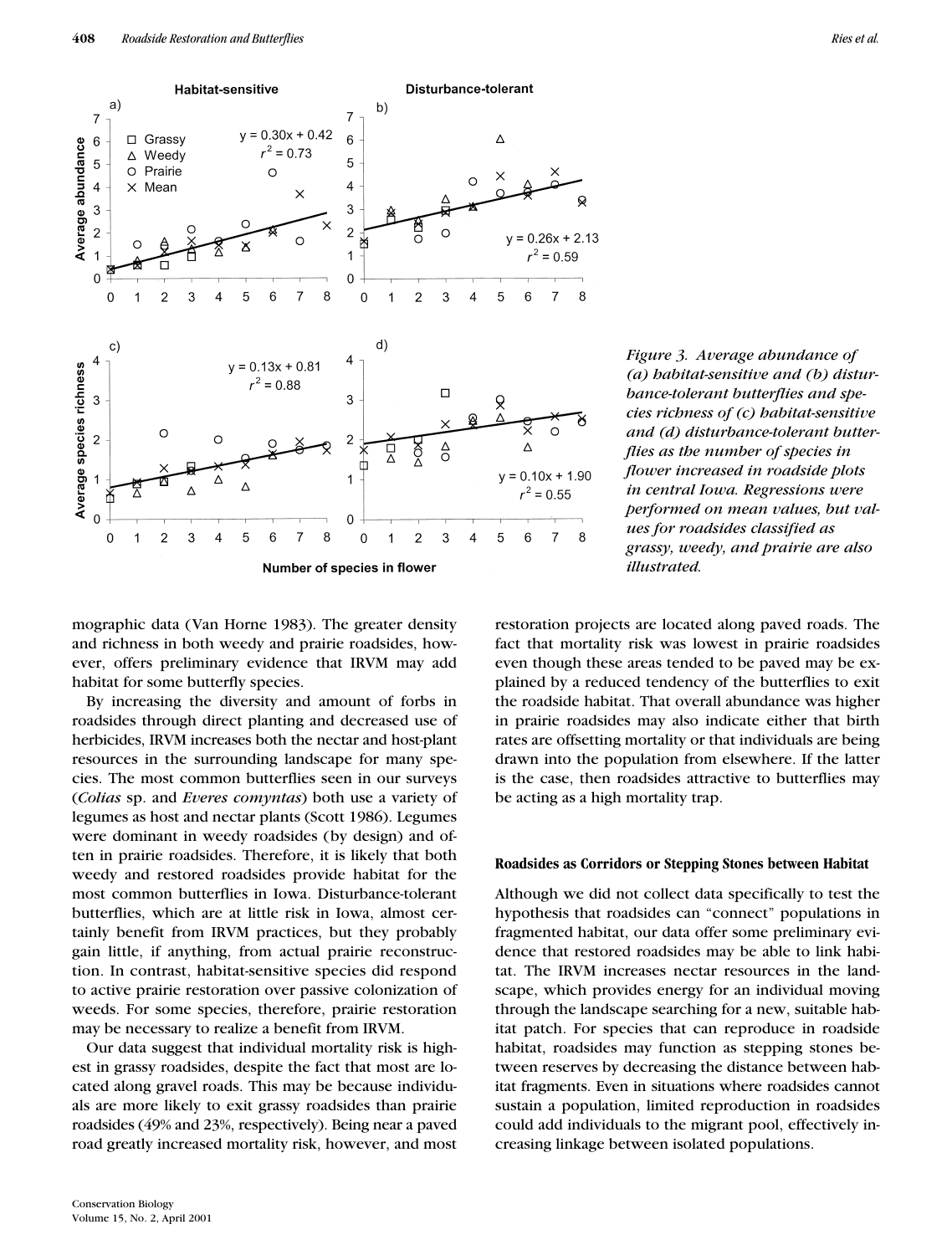Habitat-sensitive

Disturbance-tolerant

a)

□ Grassy
△ Weedy
○ Prairie
× Mean

y = 0.30x + 0.42
$r^2$ = 0.73

b)

y = 0.26x + 2.13
$r^2$ = 0.59

c)

y = 0.13x + 0.81
$r^2$ = 0.88

d)

y = 0.10x + 1.90
$r^2$ = 0.55

Average abundance

Average species richness

Number of species in flower

*Figure 3. Average abundance of (a) habitat-sensitive and (b) disturbance-tolerant butterflies and species richness of (c) habitat-sensitive and (d) disturbance-tolerant butterflies as the number of species in flower increased in roadside plots in central Iowa. Regressions were performed on mean values, but values for roadsides classified as grassy, weedy, and prairie are also illustrated.*

mographic data (Van Horne 1983). The greater density and richness in both weedy and prairie roadsides, however, offers preliminary evidence that IRVM may add habitat for some butterfly species.

By increasing the diversity and amount of forbs in roadsides through direct planting and decreased use of herbicides, IRVM increases both the nectar and host-plant resources in the surrounding landscape for many species. The most common butterflies seen in our surveys (*Colias* sp. and *Everes comyntas*) both use a variety of legumes as host and nectar plants (Scott 1986). Legumes were dominant in weedy roadsides (by design) and often in prairie roadsides. Therefore, it is likely that both weedy and restored roadsides provide habitat for the most common butterflies in Iowa. Disturbance-tolerant butterflies, which are at little risk in Iowa, almost certainly benefit from IRVM practices, but they probably gain little, if anything, from actual prairie reconstruction. In contrast, habitat-sensitive species did respond to active prairie restoration over passive colonization of weeds. For some species, therefore, prairie restoration may be necessary to realize a benefit from IRVM.

Our data suggest that individual mortality risk is highest in grassy roadsides, despite the fact that most are located along gravel roads. This may be because individuals are more likely to exit grassy roadsides than prairie roadsides (49% and 23%, respectively). Being near a paved road greatly increased mortality risk, however, and most restoration projects are located along paved roads. The fact that mortality risk was lowest in prairie roadsides even though these areas tended to be paved may be explained by a reduced tendency of the butterflies to exit the roadside habitat. That overall abundance was higher in prairie roadsides may also indicate either that birth rates are offsetting mortality or that individuals are being drawn into the population from elsewhere. If the latter is the case, then roadsides attractive to butterflies may be acting as a high mortality trap.

### Roadsides as Corridors or Stepping Stones between Habitat

Although we did not collect data specifically to test the hypothesis that roadsides can "connect" populations in fragmented habitat, our data offer some preliminary evidence that restored roadsides may be able to link habitat. The IRVM increases nectar resources in the landscape, which provides energy for an individual moving through the landscape searching for a new, suitable habitat patch. For species that can reproduce in roadside habitat, roadsides may function as stepping stones between reserves by decreasing the distance between habitat fragments. Even in situations where roadsides cannot sustain a population, limited reproduction in roadsides could add individuals to the migrant pool, effectively increasing linkage between isolated populations.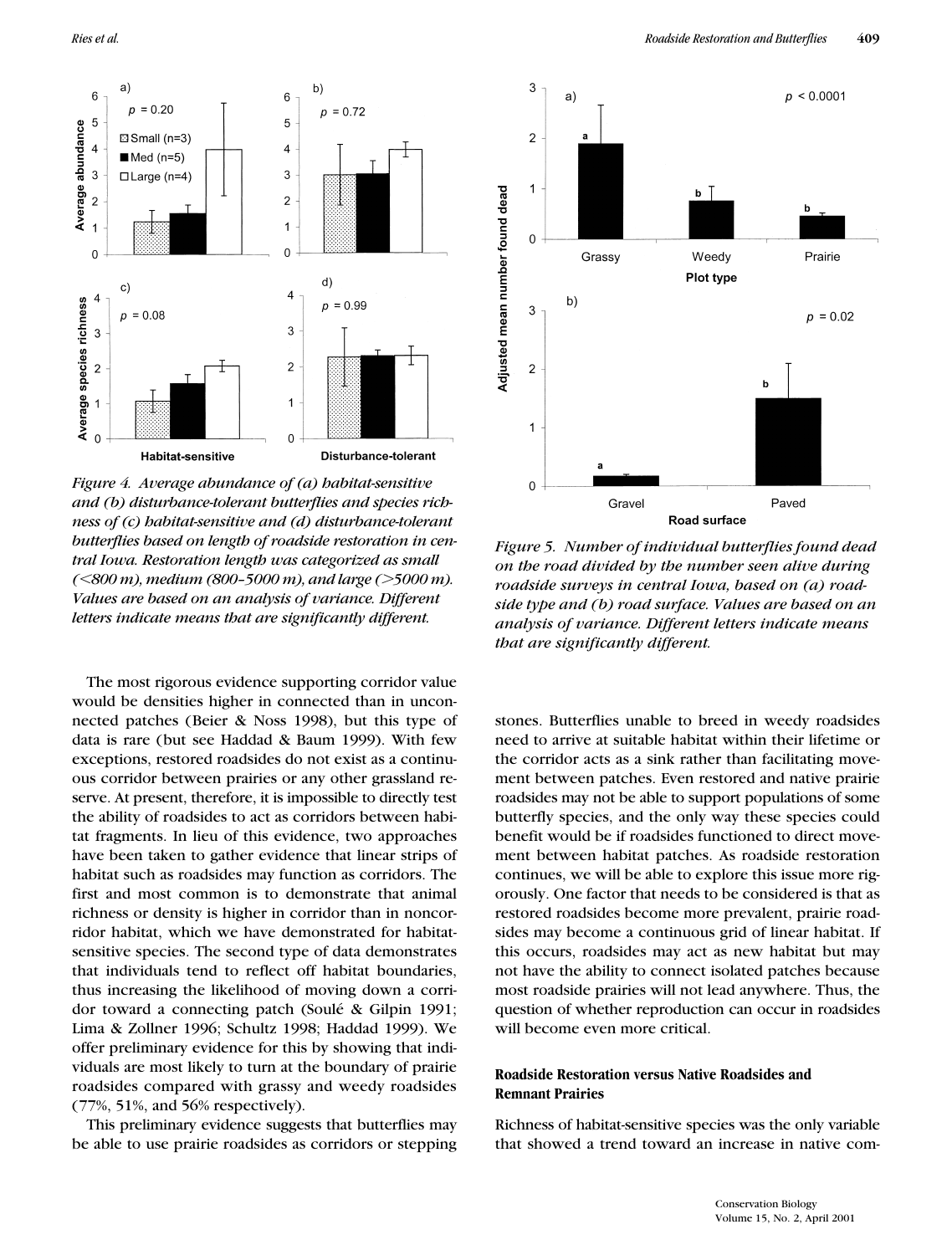*Figure 4. Average abundance of (a) habitat-sensitive and (b) disturbance-tolerant butterflies and species richness of (c) habitat-sensitive and (d) disturbance-tolerant butterflies based on length of roadside restoration in central Iowa. Restoration length was categorized as small (<800 m), medium (800–5000 m), and large (>5000 m). Values are based on an analysis of variance. Different letters indicate means that are significantly different.*

*Figure 5. Number of individual butterflies found dead on the road divided by the number seen alive during roadside surveys in central Iowa, based on (a) roadside type and (b) road surface. Values are based on an analysis of variance. Different letters indicate means that are significantly different.*

The most rigorous evidence supporting corridor value would be densities higher in connected than in unconnected patches (Beier & Noss 1998), but this type of data is rare (but see Haddad & Baum 1999). With few exceptions, restored roadsides do not exist as a continuous corridor between prairies or any other grassland reserve. At present, therefore, it is impossible to directly test the ability of roadsides to act as corridors between habitat fragments. In lieu of this evidence, two approaches have been taken to gather evidence that linear strips of habitat such as roadsides may function as corridors. The first and most common is to demonstrate that animal richness or density is higher in corridor than in noncorridor habitat, which we have demonstrated for habitat-sensitive species. The second type of data demonstrates that individuals tend to reflect off habitat boundaries, thus increasing the likelihood of moving down a corridor toward a connecting patch (Soulé & Gilpin 1991; Lima & Zollner 1996; Schultz 1998; Haddad 1999). We offer preliminary evidence for this by showing that individuals are most likely to turn at the boundary of prairie roadsides compared with grassy and weedy roadsides (77%, 51%, and 56% respectively).

This preliminary evidence suggests that butterflies may be able to use prairie roadsides as corridors or stepping stones. Butterflies unable to breed in weedy roadsides need to arrive at suitable habitat within their lifetime or the corridor acts as a sink rather than facilitating movement between patches. Even restored and native prairie roadsides may not be able to support populations of some butterfly species, and the only way these species could benefit would be if roadsides functioned to direct movement between habitat patches. As roadside restoration continues, we will be able to explore this issue more rigorously. One factor that needs to be considered is that as restored roadsides become more prevalent, prairie roadsides may become a continuous grid of linear habitat. If this occurs, roadsides may act as new habitat but may not have the ability to connect isolated patches because most roadside prairies will not lead anywhere. Thus, the question of whether reproduction can occur in roadsides will become even more critical.

### Roadside Restoration versus Native Roadsides and Remnant Prairies

Richness of habitat-sensitive species was the only variable that showed a trend toward an increase in native com-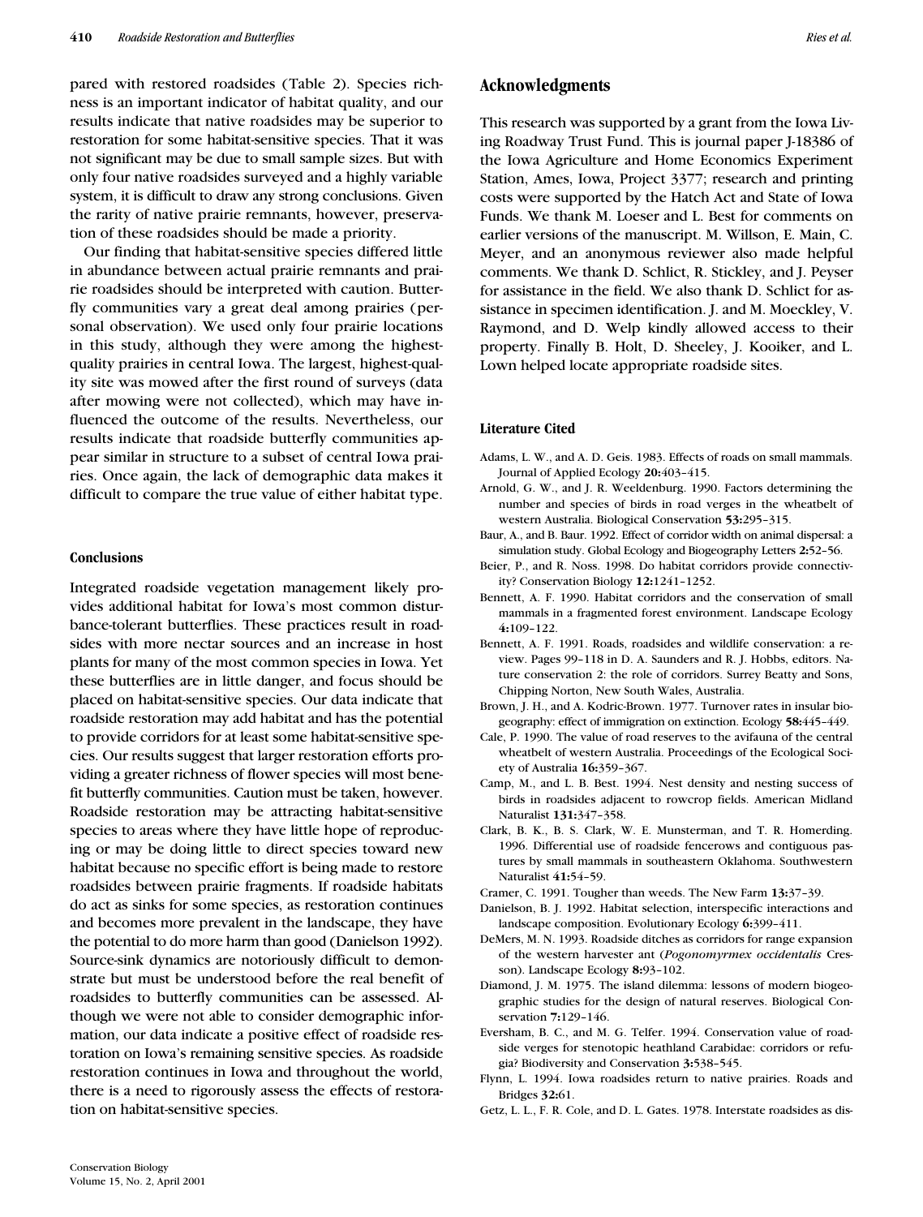pared with restored roadsides (Table 2). Species richness is an important indicator of habitat quality, and our results indicate that native roadsides may be superior to restoration for some habitat-sensitive species. That it was not significant may be due to small sample sizes. But with only four native roadsides surveyed and a highly variable system, it is difficult to draw any strong conclusions. Given the rarity of native prairie remnants, however, preservation of these roadsides should be made a priority.

Our finding that habitat-sensitive species differed little in abundance between actual prairie remnants and prairie roadsides should be interpreted with caution. Butterfly communities vary a great deal among prairies (personal observation). We used only four prairie locations in this study, although they were among the highest-quality prairies in central Iowa. The largest, highest-quality site was mowed after the first round of surveys (data after mowing were not collected), which may have influenced the outcome of the results. Nevertheless, our results indicate that roadside butterfly communities appear similar in structure to a subset of central Iowa prairies. Once again, the lack of demographic data makes it difficult to compare the true value of either habitat type.

### Conclusions

Integrated roadside vegetation management likely provides additional habitat for Iowa's most common disturbance-tolerant butterflies. These practices result in roadsides with more nectar sources and an increase in host plants for many of the most common species in Iowa. Yet these butterflies are in little danger, and focus should be placed on habitat-sensitive species. Our data indicate that roadside restoration may add habitat and has the potential to provide corridors for at least some habitat-sensitive species. Our results suggest that larger restoration efforts providing a greater richness of flower species will most benefit butterfly communities. Caution must be taken, however. Roadside restoration may be attracting habitat-sensitive species to areas where they have little hope of reproducing or may be doing little to direct species toward new habitat because no specific effort is being made to restore roadsides between prairie fragments. If roadside habitats do act as sinks for some species, as restoration continues and becomes more prevalent in the landscape, they have the potential to do more harm than good (Danielson 1992). Source-sink dynamics are notoriously difficult to demonstrate but must be understood before the real benefit of roadsides to butterfly communities can be assessed. Although we were not able to consider demographic information, our data indicate a positive effect of roadside restoration on Iowa's remaining sensitive species. As roadside restoration continues in Iowa and throughout the world, there is a need to rigorously assess the effects of restoration on habitat-sensitive species.

## Acknowledgments

This research was supported by a grant from the Iowa Living Roadway Trust Fund. This is journal paper J-18386 of the Iowa Agriculture and Home Economics Experiment Station, Ames, Iowa, Project 3377; research and printing costs were supported by the Hatch Act and State of Iowa Funds. We thank M. Loeser and L. Best for comments on earlier versions of the manuscript. M. Willson, E. Main, C. Meyer, and an anonymous reviewer also made helpful comments. We thank D. Schlict, R. Stickley, and J. Peyser for assistance in the field. We also thank D. Schlict for assistance in specimen identification. J. and M. Moeckley, V. Raymond, and D. Welp kindly allowed access to their property. Finally B. Holt, D. Sheeley, J. Kooiker, and L. Lown helped locate appropriate roadside sites.

### Literature Cited

Adams, L. W., and A. D. Geis. 1983. Effects of roads on small mammals. Journal of Applied Ecology **20:**403–415.

Arnold, G. W., and J. R. Weeldenburg. 1990. Factors determining the number and species of birds in road verges in the wheatbelt of western Australia. Biological Conservation **53:**295–315.

Baur, A., and B. Baur. 1992. Effect of corridor width on animal dispersal: a simulation study. Global Ecology and Biogeography Letters **2:**52–56.

Beier, P., and R. Noss. 1998. Do habitat corridors provide connectivity? Conservation Biology **12:**1241–1252.

Bennett, A. F. 1990. Habitat corridors and the conservation of small mammals in a fragmented forest environment. Landscape Ecology **4:**109–122.

Bennett, A. F. 1991. Roads, roadsides and wildlife conservation: a review. Pages 99–118 in D. A. Saunders and R. J. Hobbs, editors. Nature conservation 2: the role of corridors. Surrey Beatty and Sons, Chipping Norton, New South Wales, Australia.

Brown, J. H., and A. Kodric-Brown. 1977. Turnover rates in insular biogeography: effect of immigration on extinction. Ecology **58:**445–449.

Cale, P. 1990. The value of road reserves to the avifauna of the central wheatbelt of western Australia. Proceedings of the Ecological Society of Australia **16:**359–367.

Camp, M., and L. B. Best. 1994. Nest density and nesting success of birds in roadsides adjacent to rowcrop fields. American Midland Naturalist **131:**347–358.

Clark, B. K., B. S. Clark, W. E. Munsterman, and T. R. Homerding. 1996. Differential use of roadside fencerows and contiguous pastures by small mammals in southeastern Oklahoma. Southwestern Naturalist **41:**54–59.

Cramer, C. 1991. Tougher than weeds. The New Farm **13:**37–39.

Danielson, B. J. 1992. Habitat selection, interspecific interactions and landscape composition. Evolutionary Ecology **6:**399–411.

DeMers, M. N. 1993. Roadside ditches as corridors for range expansion of the western harvester ant (*Pogonomyrmex occidentalis* Cresson). Landscape Ecology **8:**93–102.

Diamond, J. M. 1975. The island dilemma: lessons of modern biogeographic studies for the design of natural reserves. Biological Conservation **7:**129–146.

Eversham, B. C., and M. G. Telfer. 1994. Conservation value of roadside verges for stenotopic heathland Carabidae: corridors or refugia? Biodiversity and Conservation **3:**538–545.

Flynn, L. 1994. Iowa roadsides return to native prairies. Roads and Bridges **32:**61.

Getz, L. L., F. R. Cole, and D. L. Gates. 1978. Interstate roadsides as dis-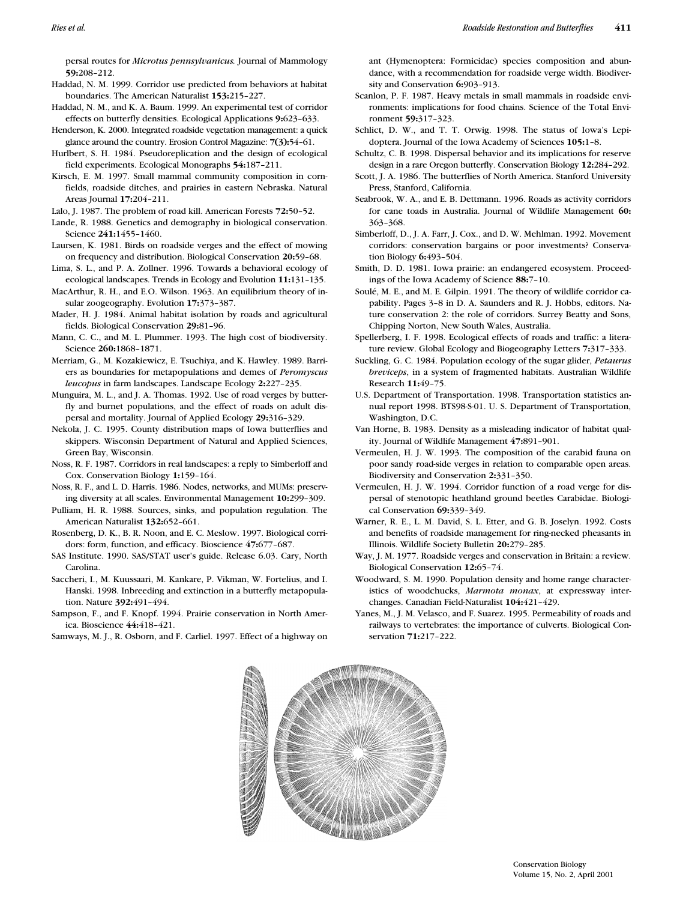persal routes for *Microtus pennsylvanicus*. Journal of Mammology **59:**208–212.

Haddad, N. M. 1999. Corridor use predicted from behaviors at habitat boundaries. The American Naturalist **153:**215–227.

Haddad, N. M., and K. A. Baum. 1999. An experimental test of corridor effects on butterfly densities. Ecological Applications **9:**623–633.

Henderson, K. 2000. Integrated roadside vegetation management: a quick glance around the country. Erosion Control Magazine: **7(3):**54–61.

Hurlbert, S. H. 1984. Pseudoreplication and the design of ecological field experiments. Ecological Monographs **54:**187–211.

Kirsch, E. M. 1997. Small mammal community composition in cornfields, roadside ditches, and prairies in eastern Nebraska. Natural Areas Journal **17:**204–211.

Lalo, J. 1987. The problem of road kill. American Forests **72:**50–52.

Lande, R. 1988. Genetics and demography in biological conservation. Science **241:**1455–1460.

Laursen, K. 1981. Birds on roadside verges and the effect of mowing on frequency and distribution. Biological Conservation **20:**59–68.

Lima, S. L., and P. A. Zollner. 1996. Towards a behavioral ecology of ecological landscapes. Trends in Ecology and Evolution **11:**131–135.

MacArthur, R. H., and E.O. Wilson. 1963. An equilibrium theory of insular zoogeography. Evolution **17:**373–387.

Mader, H. J. 1984. Animal habitat isolation by roads and agricultural fields. Biological Conservation **29:**81–96.

Mann, C. C., and M. L. Plummer. 1993. The high cost of biodiversity. Science **260:**1868–1871.

Merriam, G., M. Kozakiewicz, E. Tsuchiya, and K. Hawley. 1989. Barriers as boundaries for metapopulations and demes of *Peromyscus leucopus* in farm landscapes. Landscape Ecology **2:**227–235.

Munguira, M. L., and J. A. Thomas. 1992. Use of road verges by butterfly and burnet populations, and the effect of roads on adult dispersal and mortality. Journal of Applied Ecology **29:**316–329.

Nekola, J. C. 1995. County distribution maps of Iowa butterflies and skippers. Wisconsin Department of Natural and Applied Sciences, Green Bay, Wisconsin.

Noss, R. F. 1987. Corridors in real landscapes: a reply to Simberloff and Cox. Conservation Biology **1:**159–164.

Noss, R. F., and L. D. Harris. 1986. Nodes, networks, and MUMs: preserving diversity at all scales. Environmental Management **10:**299–309.

Pulliam, H. R. 1988. Sources, sinks, and population regulation. The American Naturalist **132:**652–661.

Rosenberg, D. K., B. R. Noon, and E. C. Meslow. 1997. Biological corridors: form, function, and efficacy. Bioscience **47:**677–687.

SAS Institute. 1990. SAS/STAT user's guide. Release 6.03. Cary, North Carolina.

Saccheri, I., M. Kuussaari, M. Kankare, P. Vikman, W. Fortelius, and I. Hanski. 1998. Inbreeding and extinction in a butterfly metapopulation. Nature **392:**491–494.

Sampson, F., and F. Knopf. 1994. Prairie conservation in North America. Bioscience **44:**418–421.

Samways, M. J., R. Osborn, and F. Carliel. 1997. Effect of a highway on ant (Hymenoptera: Formicidae) species composition and abundance, with a recommendation for roadside verge width. Biodiversity and Conservation **6:**903–913.

Scanlon, P. F. 1987. Heavy metals in small mammals in roadside environments: implications for food chains. Science of the Total Environment **59:**317–323.

Schlict, D. W., and T. T. Orwig. 1998. The status of Iowa's Lepidoptera. Journal of the Iowa Academy of Sciences **105:**1–8.

Schultz, C. B. 1998. Dispersal behavior and its implications for reserve design in a rare Oregon butterfly. Conservation Biology **12:**284–292.

Scott, J. A. 1986. The butterflies of North America. Stanford University Press, Stanford, California.

Seabrook, W. A., and E. B. Dettmann. 1996. Roads as activity corridors for cane toads in Australia. Journal of Wildlife Management **60:**363–368.

Simberloff, D., J. A. Farr, J. Cox., and D. W. Mehlman. 1992. Movement corridors: conservation bargains or poor investments? Conservation Biology **6:**493–504.

Smith, D. D. 1981. Iowa prairie: an endangered ecosystem. Proceedings of the Iowa Academy of Science **88:**7–10.

Soulé, M. E., and M. E. Gilpin. 1991. The theory of wildlife corridor capability. Pages 3–8 in D. A. Saunders and R. J. Hobbs, editors. Nature conservation 2: the role of corridors. Surrey Beatty and Sons, Chipping Norton, New South Wales, Australia.

Spellerberg, I. F. 1998. Ecological effects of roads and traffic: a literature review. Global Ecology and Biogeography Letters **7:**317–333.

Suckling, G. C. 1984. Population ecology of the sugar glider, *Petaurus breviceps*, in a system of fragmented habitats. Australian Wildlife Research **11:**49–75.

U.S. Department of Transportation. 1998. Transportation statistics annual report 1998. BTS98-S-01. U. S. Department of Transportation, Washington, D.C.

Van Horne, B. 1983. Density as a misleading indicator of habitat quality. Journal of Wildlife Management **47:**891–901.

Vermeulen, H. J. W. 1993. The composition of the carabid fauna on poor sandy road-side verges in relation to comparable open areas. Biodiversity and Conservation **2:**331–350.

Vermeulen, H. J. W. 1994. Corridor function of a road verge for dispersal of stenotopic heathland ground beetles Carabidae. Biological Conservation **69:**339–349.

Warner, R. E., L. M. David, S. L. Etter, and G. B. Joselyn. 1992. Costs and benefits of roadside management for ring-necked pheasants in Illinois. Wildlife Society Bulletin **20:**279–285.

Way, J. M. 1977. Roadside verges and conservation in Britain: a review. Biological Conservation **12:**65–74.

Woodward, S. M. 1990. Population density and home range characteristics of woodchucks, *Marmota monax*, at expressway interchanges. Canadian Field-Naturalist **104:**421–429.

Yanes, M., J. M. Velasco, and F. Suarez. 1995. Permeability of roads and railways to vertebrates: the importance of culverts. Biological Conservation **71:**217–222.